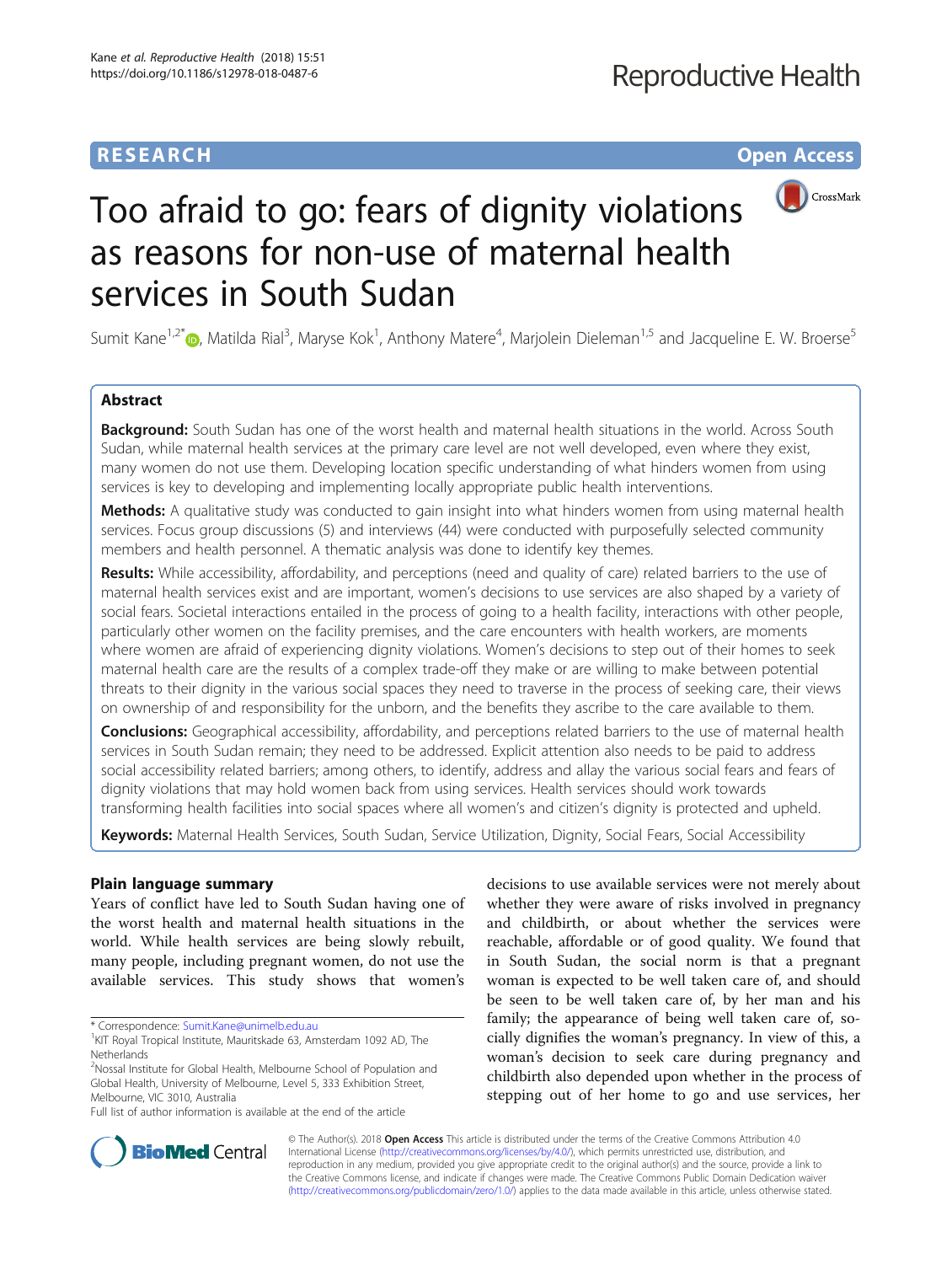RESEARCH Open Access

# Too afraid to go: fears of dignity violations as reasons for non-use of maternal health services in South Sudan

Sumit Kane[1,2*], Matilda Rial[3], Maryse Kok[1], Anthony Matere[4], Marjolein Dieleman[1,5] and Jacqueline E. W. Broerse[5]

## Abstract

**Background:** South Sudan has one of the worst health and maternal health situations in the world. Across South Sudan, while maternal health services at the primary care level are not well developed, even where they exist, many women do not use them. Developing location specific understanding of what hinders women from using services is key to developing and implementing locally appropriate public health interventions.

**Methods:** A qualitative study was conducted to gain insight into what hinders women from using maternal health services. Focus group discussions (5) and interviews (44) were conducted with purposefully selected community members and health personnel. A thematic analysis was done to identify key themes.

**Results:** While accessibility, affordability, and perceptions (need and quality of care) related barriers to the use of maternal health services exist and are important, women's decisions to use services are also shaped by a variety of social fears. Societal interactions entailed in the process of going to a health facility, interactions with other people, particularly other women on the facility premises, and the care encounters with health workers, are moments where women are afraid of experiencing dignity violations. Women's decisions to step out of their homes to seek maternal health care are the results of a complex trade-off they make or are willing to make between potential threats to their dignity in the various social spaces they need to traverse in the process of seeking care, their views on ownership of and responsibility for the unborn, and the benefits they ascribe to the care available to them.

**Conclusions:** Geographical accessibility, affordability, and perceptions related barriers to the use of maternal health services in South Sudan remain; they need to be addressed. Explicit attention also needs to be paid to address social accessibility related barriers; among others, to identify, address and allay the various social fears and fears of dignity violations that may hold women back from using services. Health services should work towards transforming health facilities into social spaces where all women's and citizen's dignity is protected and upheld.

**Keywords:** Maternal Health Services, South Sudan, Service Utilization, Dignity, Social Fears, Social Accessibility

## Plain language summary

Years of conflict have led to South Sudan having one of the worst health and maternal health situations in the world. While health services are being slowly rebuilt, many people, including pregnant women, do not use the available services. This study shows that women's decisions to use available services were not merely about whether they were aware of risks involved in pregnancy and childbirth, or about whether the services were reachable, affordable or of good quality. We found that in South Sudan, the social norm is that a pregnant woman is expected to be well taken care of, and should be seen to be well taken care of, by her man and his family; the appearance of being well taken care of, socially dignifies the woman's pregnancy. In view of this, a woman's decision to seek care during pregnancy and childbirth also depended upon whether in the process of stepping out of her home to go and use services, her

---

* Correspondence: Sumit.Kane@unimelb.edu.au
[1]KIT Royal Tropical Institute, Mauritskade 63, Amsterdam 1092 AD, The Netherlands
[2]Nossal Institute for Global Health, Melbourne School of Population and Global Health, University of Melbourne, Level 5, 333 Exhibition Street, Melbourne, VIC 3010, Australia
Full list of author information is available at the end of the article

© The Author(s). 2018 **Open Access** This article is distributed under the terms of the Creative Commons Attribution 4.0 International License (http://creativecommons.org/licenses/by/4.0/), which permits unrestricted use, distribution, and reproduction in any medium, provided you give appropriate credit to the original author(s) and the source, provide a link to the Creative Commons license, and indicate if changes were made. The Creative Commons Public Domain Dedication waiver (http://creativecommons.org/publicdomain/zero/1.0/) applies to the data made available in this article, unless otherwise stated.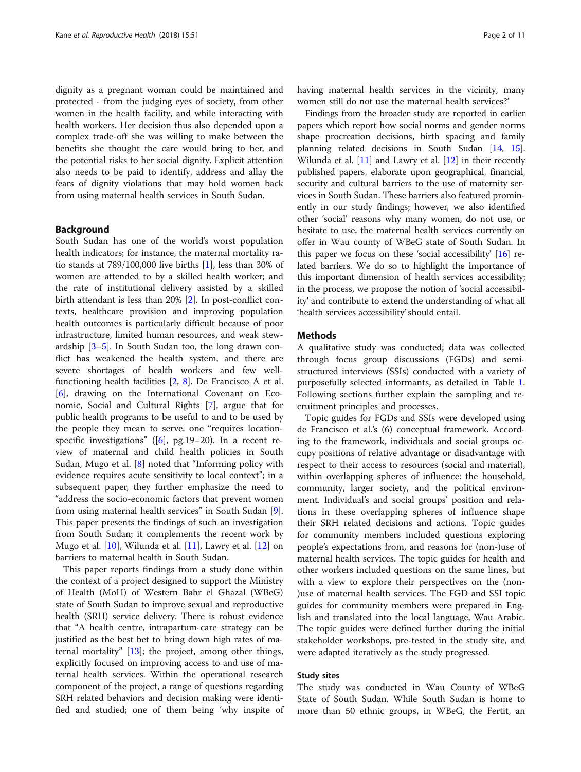dignity as a pregnant woman could be maintained and protected - from the judging eyes of society, from other women in the health facility, and while interacting with health workers. Her decision thus also depended upon a complex trade-off she was willing to make between the benefits she thought the care would bring to her, and the potential risks to her social dignity. Explicit attention also needs to be paid to identify, address and allay the fears of dignity violations that may hold women back from using maternal health services in South Sudan.

## Background

South Sudan has one of the world's worst population health indicators; for instance, the maternal mortality ratio stands at 789/100,000 live births [1], less than 30% of women are attended to by a skilled health worker; and the rate of institutional delivery assisted by a skilled birth attendant is less than 20% [2]. In post-conflict contexts, healthcare provision and improving population health outcomes is particularly difficult because of poor infrastructure, limited human resources, and weak stewardship [3–5]. In South Sudan too, the long drawn conflict has weakened the health system, and there are severe shortages of health workers and few well-functioning health facilities [2, 8]. De Francisco A et al. [6], drawing on the International Covenant on Economic, Social and Cultural Rights [7], argue that for public health programs to be useful to and to be used by the people they mean to serve, one "requires location-specific investigations" ([6], pg.19–20). In a recent review of maternal and child health policies in South Sudan, Mugo et al. [8] noted that "Informing policy with evidence requires acute sensitivity to local context"; in a subsequent paper, they further emphasize the need to "address the socio-economic factors that prevent women from using maternal health services" in South Sudan [9]. This paper presents the findings of such an investigation from South Sudan; it complements the recent work by Mugo et al. [10], Wilunda et al. [11], Lawry et al. [12] on barriers to maternal health in South Sudan.

This paper reports findings from a study done within the context of a project designed to support the Ministry of Health (MoH) of Western Bahr el Ghazal (WBeG) state of South Sudan to improve sexual and reproductive health (SRH) service delivery. There is robust evidence that "A health centre, intrapartum-care strategy can be justified as the best bet to bring down high rates of maternal mortality" [13]; the project, among other things, explicitly focused on improving access to and use of maternal health services. Within the operational research component of the project, a range of questions regarding SRH related behaviors and decision making were identified and studied; one of them being 'why inspite of having maternal health services in the vicinity, many women still do not use the maternal health services?'

Findings from the broader study are reported in earlier papers which report how social norms and gender norms shape procreation decisions, birth spacing and family planning related decisions in South Sudan [14, 15]. Wilunda et al. [11] and Lawry et al. [12] in their recently published papers, elaborate upon geographical, financial, security and cultural barriers to the use of maternity services in South Sudan. These barriers also featured prominently in our study findings; however, we also identified other 'social' reasons why many women, do not use, or hesitate to use, the maternal health services currently on offer in Wau county of WBeG state of South Sudan. In this paper we focus on these 'social accessibility' [16] related barriers. We do so to highlight the importance of this important dimension of health services accessibility; in the process, we propose the notion of 'social accessibility' and contribute to extend the understanding of what all 'health services accessibility' should entail.

## Methods

A qualitative study was conducted; data was collected through focus group discussions (FGDs) and semi-structured interviews (SSIs) conducted with a variety of purposefully selected informants, as detailed in Table 1. Following sections further explain the sampling and recruitment principles and processes.

Topic guides for FGDs and SSIs were developed using de Francisco et al.'s (6) conceptual framework. According to the framework, individuals and social groups occupy positions of relative advantage or disadvantage with respect to their access to resources (social and material), within overlapping spheres of influence: the household, community, larger society, and the political environment. Individual's and social groups' position and relations in these overlapping spheres of influence shape their SRH related decisions and actions. Topic guides for community members included questions exploring people's expectations from, and reasons for (non-)use of maternal health services. The topic guides for health and other workers included questions on the same lines, but with a view to explore their perspectives on the (non-)use of maternal health services. The FGD and SSI topic guides for community members were prepared in English and translated into the local language, Wau Arabic. The topic guides were defined further during the initial stakeholder workshops, pre-tested in the study site, and were adapted iteratively as the study progressed.

### Study sites

The study was conducted in Wau County of WBeG State of South Sudan. While South Sudan is home to more than 50 ethnic groups, in WBeG, the Fertit, an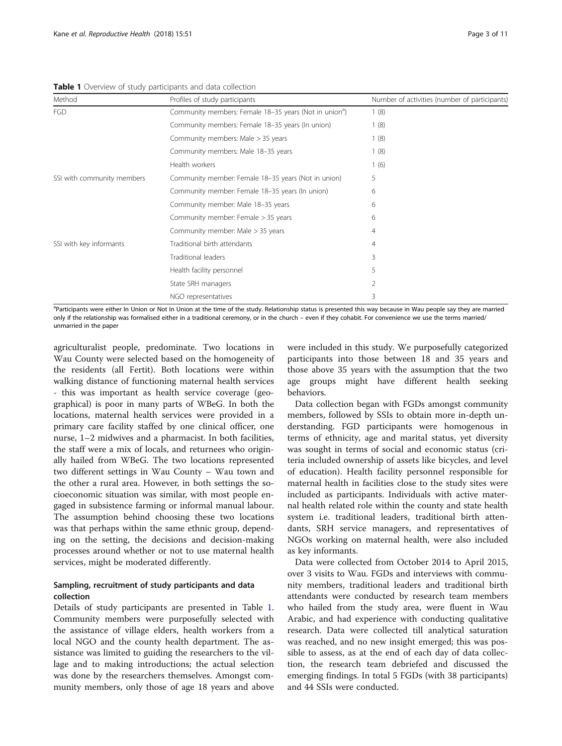**Table 1** Overview of study participants and data collection

| Method | Profiles of study participants | Number of activities (number of participants) |
|---|---|---|
| FGD | Community members: Female 18–35 years (Not in union[a]) | 1 (8) |
| | Community members: Female 18–35 years (In union) | 1 (8) |
| | Community members: Male > 35 years | 1 (8) |
| | Community members: Male 18–35 years | 1 (8) |
| | Health workers | 1 (6) |
| SSI with community members | Community member: Female 18–35 years (Not in union) | 5 |
| | Community member: Female 18–35 years (In union) | 6 |
| | Community member: Male 18–35 years | 6 |
| | Community member: Female > 35 years | 6 |
| | Community member: Male > 35 years | 4 |
| SSI with key informants | Traditional birth attendants | 4 |
| | Traditional leaders | 3 |
| | Health facility personnel | 5 |
| | State SRH managers | 2 |
| | NGO representatives | 3 |

[a]Participants were either In Union or Not In Union at the time of the study. Relationship status is presented this way because in Wau people say they are married only if the relationship was formalised either in a traditional ceremony, or in the church – even if they cohabit. For convenience we use the terms married/unmarried in the paper

agriculturalist people, predominate. Two locations in Wau County were selected based on the homogeneity of the residents (all Fertit). Both locations were within walking distance of functioning maternal health services - this was important as health service coverage (geographical) is poor in many parts of WBeG. In both the locations, maternal health services were provided in a primary care facility staffed by one clinical officer, one nurse, 1–2 midwives and a pharmacist. In both facilities, the staff were a mix of locals, and returnees who originally hailed from WBeG. The two locations represented two different settings in Wau County – Wau town and the other a rural area. However, in both settings the socioeconomic situation was similar, with most people engaged in subsistence farming or informal manual labour. The assumption behind choosing these two locations was that perhaps within the same ethnic group, depending on the setting, the decisions and decision-making processes around whether or not to use maternal health services, might be moderated differently.

## Sampling, recruitment of study participants and data collection

Details of study participants are presented in Table 1. Community members were purposefully selected with the assistance of village elders, health workers from a local NGO and the county health department. The assistance was limited to guiding the researchers to the village and to making introductions; the actual selection was done by the researchers themselves. Amongst community members, only those of age 18 years and above were included in this study. We purposefully categorized participants into those between 18 and 35 years and those above 35 years with the assumption that the two age groups might have different health seeking behaviors.

Data collection began with FGDs amongst community members, followed by SSIs to obtain more in-depth understanding. FGD participants were homogenous in terms of ethnicity, age and marital status, yet diversity was sought in terms of social and economic status (criteria included ownership of assets like bicycles, and level of education). Health facility personnel responsible for maternal health in facilities close to the study sites were included as participants. Individuals with active maternal health related role within the county and state health system i.e. traditional leaders, traditional birth attendants, SRH service managers, and representatives of NGOs working on maternal health, were also included as key informants.

Data were collected from October 2014 to April 2015, over 3 visits to Wau. FGDs and interviews with community members, traditional leaders and traditional birth attendants were conducted by research team members who hailed from the study area, were fluent in Wau Arabic, and had experience with conducting qualitative research. Data were collected till analytical saturation was reached, and no new insight emerged; this was possible to assess, as at the end of each day of data collection, the research team debriefed and discussed the emerging findings. In total 5 FGDs (with 38 participants) and 44 SSIs were conducted.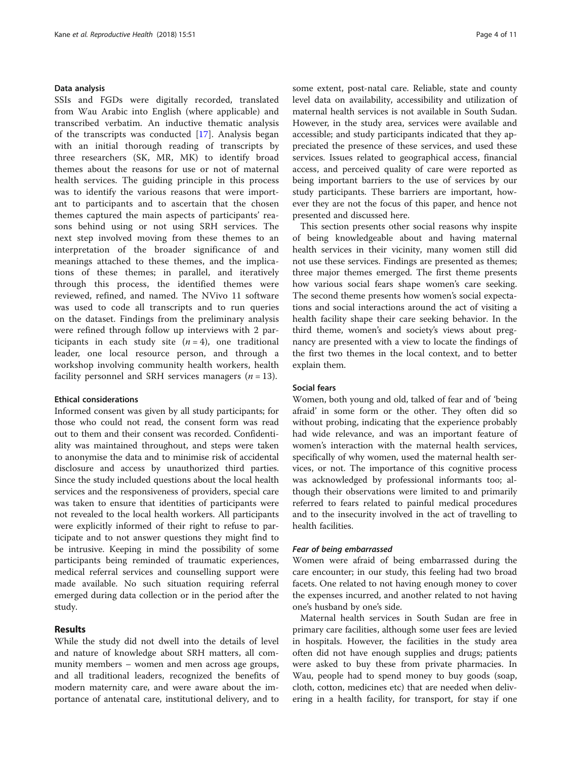### Data analysis

SSIs and FGDs were digitally recorded, translated from Wau Arabic into English (where applicable) and transcribed verbatim. An inductive thematic analysis of the transcripts was conducted [17]. Analysis began with an initial thorough reading of transcripts by three researchers (SK, MR, MK) to identify broad themes about the reasons for use or not of maternal health services. The guiding principle in this process was to identify the various reasons that were important to participants and to ascertain that the chosen themes captured the main aspects of participants' reasons behind using or not using SRH services. The next step involved moving from these themes to an interpretation of the broader significance of and meanings attached to these themes, and the implications of these themes; in parallel, and iteratively through this process, the identified themes were reviewed, refined, and named. The NVivo 11 software was used to code all transcripts and to run queries on the dataset. Findings from the preliminary analysis were refined through follow up interviews with 2 participants in each study site ($n = 4$), one traditional leader, one local resource person, and through a workshop involving community health workers, health facility personnel and SRH services managers ($n = 13$).

### Ethical considerations

Informed consent was given by all study participants; for those who could not read, the consent form was read out to them and their consent was recorded. Confidentiality was maintained throughout, and steps were taken to anonymise the data and to minimise risk of accidental disclosure and access by unauthorized third parties. Since the study included questions about the local health services and the responsiveness of providers, special care was taken to ensure that identities of participants were not revealed to the local health workers. All participants were explicitly informed of their right to refuse to participate and to not answer questions they might find to be intrusive. Keeping in mind the possibility of some participants being reminded of traumatic experiences, medical referral services and counselling support were made available. No such situation requiring referral emerged during data collection or in the period after the study.

## Results

While the study did not dwell into the details of level and nature of knowledge about SRH matters, all community members – women and men across age groups, and all traditional leaders, recognized the benefits of modern maternity care, and were aware about the importance of antenatal care, institutional delivery, and to some extent, post-natal care. Reliable, state and county level data on availability, accessibility and utilization of maternal health services is not available in South Sudan. However, in the study area, services were available and accessible; and study participants indicated that they appreciated the presence of these services, and used these services. Issues related to geographical access, financial access, and perceived quality of care were reported as being important barriers to the use of services by our study participants. These barriers are important, however they are not the focus of this paper, and hence not presented and discussed here.

This section presents other social reasons why inspite of being knowledgeable about and having maternal health services in their vicinity, many women still did not use these services. Findings are presented as themes; three major themes emerged. The first theme presents how various social fears shape women's care seeking. The second theme presents how women's social expectations and social interactions around the act of visiting a health facility shape their care seeking behavior. In the third theme, women's and society's views about pregnancy are presented with a view to locate the findings of the first two themes in the local context, and to better explain them.

### Social fears

Women, both young and old, talked of fear and of 'being afraid' in some form or the other. They often did so without probing, indicating that the experience probably had wide relevance, and was an important feature of women's interaction with the maternal health services, specifically of why women, used the maternal health services, or not. The importance of this cognitive process was acknowledged by professional informants too; although their observations were limited to and primarily referred to fears related to painful medical procedures and to the insecurity involved in the act of travelling to health facilities.

#### *Fear of being embarrassed*

Women were afraid of being embarrassed during the care encounter; in our study, this feeling had two broad facets. One related to not having enough money to cover the expenses incurred, and another related to not having one's husband by one's side.

Maternal health services in South Sudan are free in primary care facilities, although some user fees are levied in hospitals. However, the facilities in the study area often did not have enough supplies and drugs; patients were asked to buy these from private pharmacies. In Wau, people had to spend money to buy goods (soap, cloth, cotton, medicines etc) that are needed when delivering in a health facility, for transport, for stay if one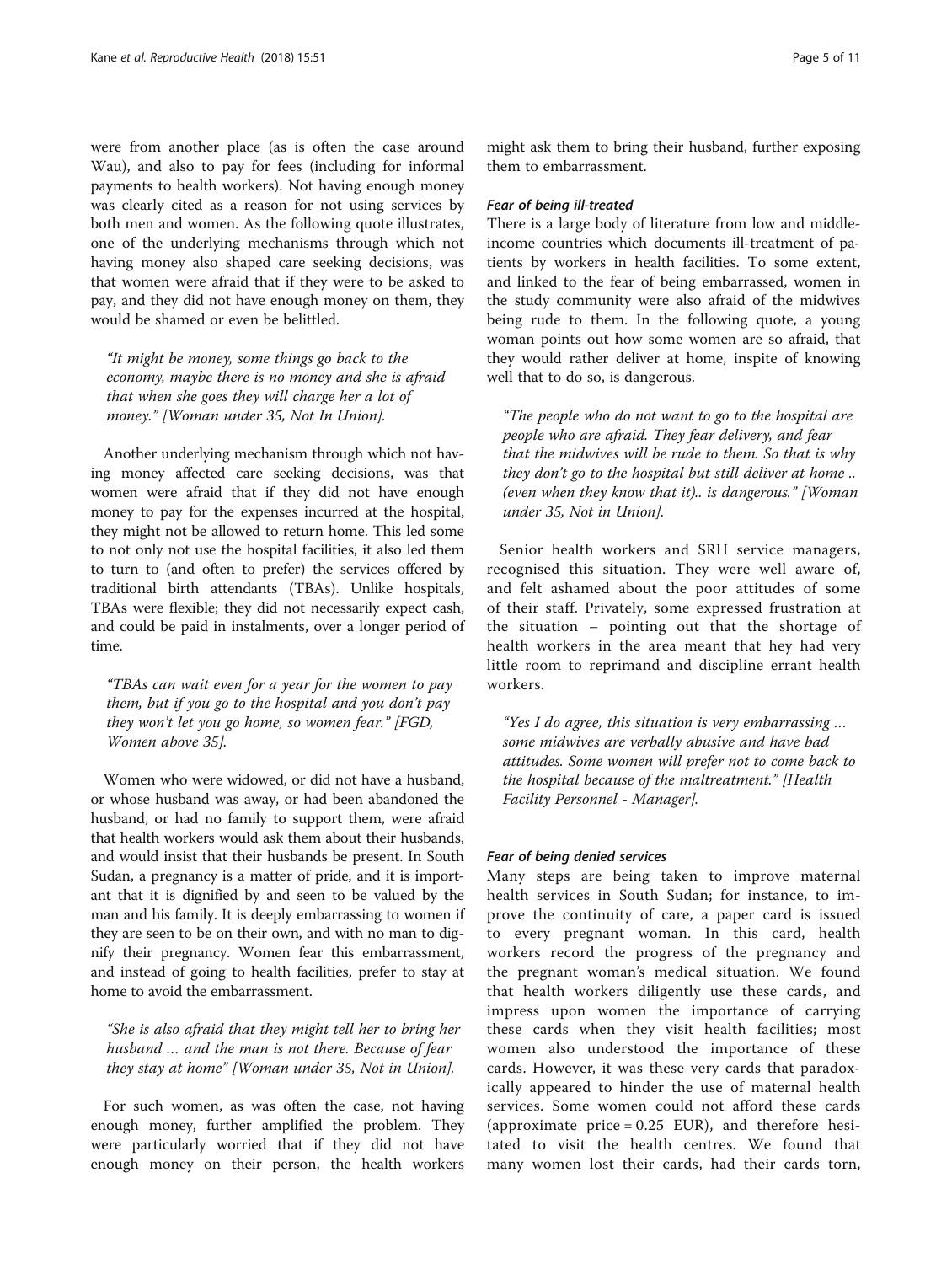were from another place (as is often the case around Wau), and also to pay for fees (including for informal payments to health workers). Not having enough money was clearly cited as a reason for not using services by both men and women. As the following quote illustrates, one of the underlying mechanisms through which not having money also shaped care seeking decisions, was that women were afraid that if they were to be asked to pay, and they did not have enough money on them, they would be shamed or even be belittled.

> *"It might be money, some things go back to the economy, maybe there is no money and she is afraid that when she goes they will charge her a lot of money." [Woman under 35, Not In Union].*

Another underlying mechanism through which not having money affected care seeking decisions, was that women were afraid that if they did not have enough money to pay for the expenses incurred at the hospital, they might not be allowed to return home. This led some to not only not use the hospital facilities, it also led them to turn to (and often to prefer) the services offered by traditional birth attendants (TBAs). Unlike hospitals, TBAs were flexible; they did not necessarily expect cash, and could be paid in instalments, over a longer period of time.

> *"TBAs can wait even for a year for the women to pay them, but if you go to the hospital and you don't pay they won't let you go home, so women fear." [FGD, Women above 35].*

Women who were widowed, or did not have a husband, or whose husband was away, or had been abandoned the husband, or had no family to support them, were afraid that health workers would ask them about their husbands, and would insist that their husbands be present. In South Sudan, a pregnancy is a matter of pride, and it is important that it is dignified by and seen to be valued by the man and his family. It is deeply embarrassing to women if they are seen to be on their own, and with no man to dignify their pregnancy. Women fear this embarrassment, and instead of going to health facilities, prefer to stay at home to avoid the embarrassment.

> *"She is also afraid that they might tell her to bring her husband … and the man is not there. Because of fear they stay at home" [Woman under 35, Not in Union].*

For such women, as was often the case, not having enough money, further amplified the problem. They were particularly worried that if they did not have enough money on their person, the health workers might ask them to bring their husband, further exposing them to embarrassment.

#### *Fear of being ill-treated*

There is a large body of literature from low and middle-income countries which documents ill-treatment of patients by workers in health facilities. To some extent, and linked to the fear of being embarrassed, women in the study community were also afraid of the midwives being rude to them. In the following quote, a young woman points out how some women are so afraid, that they would rather deliver at home, inspite of knowing well that to do so, is dangerous.

> *"The people who do not want to go to the hospital are people who are afraid. They fear delivery, and fear that the midwives will be rude to them. So that is why they don't go to the hospital but still deliver at home .. (even when they know that it).. is dangerous." [Woman under 35, Not in Union].*

Senior health workers and SRH service managers, recognised this situation. They were well aware of, and felt ashamed about the poor attitudes of some of their staff. Privately, some expressed frustration at the situation – pointing out that the shortage of health workers in the area meant that hey had very little room to reprimand and discipline errant health workers.

> *"Yes I do agree, this situation is very embarrassing … some midwives are verbally abusive and have bad attitudes. Some women will prefer not to come back to the hospital because of the maltreatment." [Health Facility Personnel - Manager].*

#### *Fear of being denied services*

Many steps are being taken to improve maternal health services in South Sudan; for instance, to improve the continuity of care, a paper card is issued to every pregnant woman. In this card, health workers record the progress of the pregnancy and the pregnant woman's medical situation. We found that health workers diligently use these cards, and impress upon women the importance of carrying these cards when they visit health facilities; most women also understood the importance of these cards. However, it was these very cards that paradoxically appeared to hinder the use of maternal health services. Some women could not afford these cards (approximate price = 0.25 EUR), and therefore hesitated to visit the health centres. We found that many women lost their cards, had their cards torn,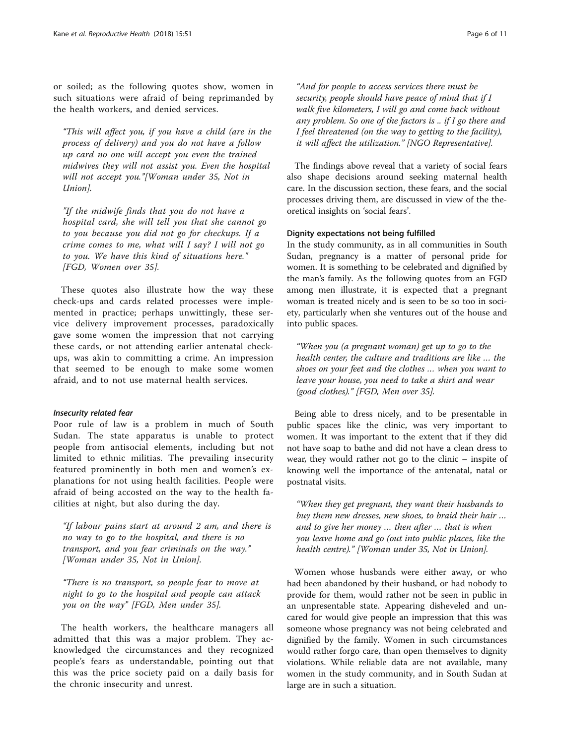or soiled; as the following quotes show, women in such situations were afraid of being reprimanded by the health workers, and denied services.

> *"This will affect you, if you have a child (are in the process of delivery) and you do not have a follow up card no one will accept you even the trained midwives they will not assist you. Even the hospital will not accept you."[Woman under 35, Not in Union].*

> *"If the midwife finds that you do not have a hospital card, she will tell you that she cannot go to you because you did not go for checkups. If a crime comes to me, what will I say? I will not go to you. We have this kind of situations here." [FGD, Women over 35].*

These quotes also illustrate how the way these check-ups and cards related processes were implemented in practice; perhaps unwittingly, these service delivery improvement processes, paradoxically gave some women the impression that not carrying these cards, or not attending earlier antenatal check-ups, was akin to committing a crime. An impression that seemed to be enough to make some women afraid, and to not use maternal health services.

#### Insecurity related fear

Poor rule of law is a problem in much of South Sudan. The state apparatus is unable to protect people from antisocial elements, including but not limited to ethnic militias. The prevailing insecurity featured prominently in both men and women's explanations for not using health facilities. People were afraid of being accosted on the way to the health facilities at night, but also during the day.

> *"If labour pains start at around 2 am, and there is no way to go to the hospital, and there is no transport, and you fear criminals on the way." [Woman under 35, Not in Union].*

> *"There is no transport, so people fear to move at night to go to the hospital and people can attack you on the way" [FGD, Men under 35].*

The health workers, the healthcare managers all admitted that this was a major problem. They acknowledged the circumstances and they recognized people's fears as understandable, pointing out that this was the price society paid on a daily basis for the chronic insecurity and unrest.

> *"And for people to access services there must be security, people should have peace of mind that if I walk five kilometers, I will go and come back without any problem. So one of the factors is .. if I go there and I feel threatened (on the way to getting to the facility), it will affect the utilization." [NGO Representative].*

The findings above reveal that a variety of social fears also shape decisions around seeking maternal health care. In the discussion section, these fears, and the social processes driving them, are discussed in view of the theoretical insights on 'social fears'.

### Dignity expectations not being fulfilled

In the study community, as in all communities in South Sudan, pregnancy is a matter of personal pride for women. It is something to be celebrated and dignified by the man's family. As the following quotes from an FGD among men illustrate, it is expected that a pregnant woman is treated nicely and is seen to be so too in society, particularly when she ventures out of the house and into public spaces.

> *"When you (a pregnant woman) get up to go to the health center, the culture and traditions are like … the shoes on your feet and the clothes … when you want to leave your house, you need to take a shirt and wear (good clothes)." [FGD, Men over 35].*

Being able to dress nicely, and to be presentable in public spaces like the clinic, was very important to women. It was important to the extent that if they did not have soap to bathe and did not have a clean dress to wear, they would rather not go to the clinic – inspite of knowing well the importance of the antenatal, natal or postnatal visits.

> *"When they get pregnant, they want their husbands to buy them new dresses, new shoes, to braid their hair … and to give her money … then after … that is when you leave home and go (out into public places, like the health centre)." [Woman under 35, Not in Union].*

Women whose husbands were either away, or who had been abandoned by their husband, or had nobody to provide for them, would rather not be seen in public in an unpresentable state. Appearing disheveled and uncared for would give people an impression that this was someone whose pregnancy was not being celebrated and dignified by the family. Women in such circumstances would rather forgo care, than open themselves to dignity violations. While reliable data are not available, many women in the study community, and in South Sudan at large are in such a situation.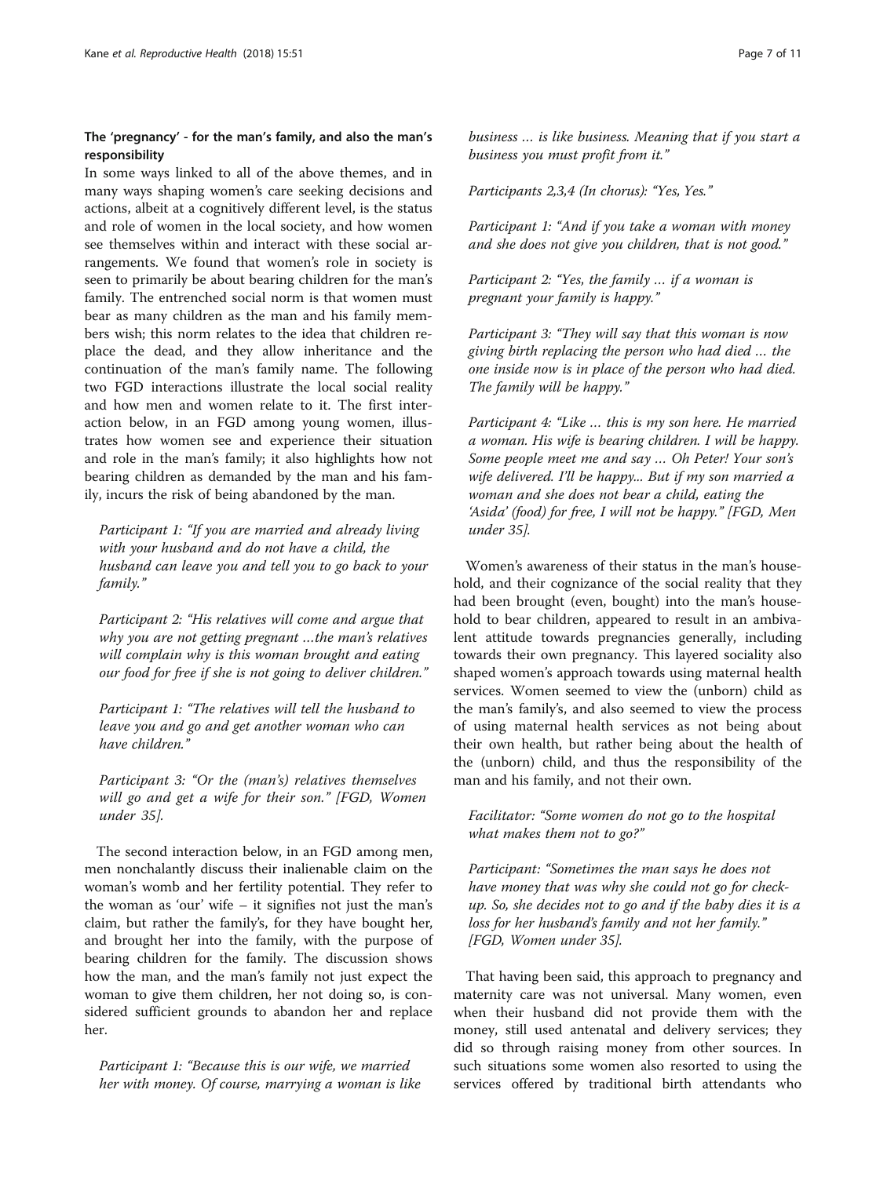### The 'pregnancy' - for the man's family, and also the man's responsibility

In some ways linked to all of the above themes, and in many ways shaping women's care seeking decisions and actions, albeit at a cognitively different level, is the status and role of women in the local society, and how women see themselves within and interact with these social arrangements. We found that women's role in society is seen to primarily be about bearing children for the man's family. The entrenched social norm is that women must bear as many children as the man and his family members wish; this norm relates to the idea that children replace the dead, and they allow inheritance and the continuation of the man's family name. The following two FGD interactions illustrate the local social reality and how men and women relate to it. The first interaction below, in an FGD among young women, illustrates how women see and experience their situation and role in the man's family; it also highlights how not bearing children as demanded by the man and his family, incurs the risk of being abandoned by the man.

*Participant 1: "If you are married and already living with your husband and do not have a child, the husband can leave you and tell you to go back to your family."*

*Participant 2: "His relatives will come and argue that why you are not getting pregnant …the man's relatives will complain why is this woman brought and eating our food for free if she is not going to deliver children."*

*Participant 1: "The relatives will tell the husband to leave you and go and get another woman who can have children."*

*Participant 3: "Or the (man's) relatives themselves will go and get a wife for their son." [FGD, Women under 35].*

The second interaction below, in an FGD among men, men nonchalantly discuss their inalienable claim on the woman's womb and her fertility potential. They refer to the woman as 'our' wife – it signifies not just the man's claim, but rather the family's, for they have bought her, and brought her into the family, with the purpose of bearing children for the family. The discussion shows how the man, and the man's family not just expect the woman to give them children, her not doing so, is considered sufficient grounds to abandon her and replace her.

*Participant 1: "Because this is our wife, we married her with money. Of course, marrying a woman is like business … is like business. Meaning that if you start a business you must profit from it."*

*Participants 2,3,4 (In chorus): "Yes, Yes."*

*Participant 1: "And if you take a woman with money and she does not give you children, that is not good."*

*Participant 2: "Yes, the family … if a woman is pregnant your family is happy."*

*Participant 3: "They will say that this woman is now giving birth replacing the person who had died … the one inside now is in place of the person who had died. The family will be happy."*

*Participant 4: "Like … this is my son here. He married a woman. His wife is bearing children. I will be happy. Some people meet me and say … Oh Peter! Your son's wife delivered. I'll be happy... But if my son married a woman and she does not bear a child, eating the 'Asida' (food) for free, I will not be happy." [FGD, Men under 35].*

Women's awareness of their status in the man's household, and their cognizance of the social reality that they had been brought (even, bought) into the man's household to bear children, appeared to result in an ambivalent attitude towards pregnancies generally, including towards their own pregnancy. This layered sociality also shaped women's approach towards using maternal health services. Women seemed to view the (unborn) child as the man's family's, and also seemed to view the process of using maternal health services as not being about their own health, but rather being about the health of the (unborn) child, and thus the responsibility of the man and his family, and not their own.

*Facilitator: "Some women do not go to the hospital what makes them not to go?"*

*Participant: "Sometimes the man says he does not have money that was why she could not go for check-up. So, she decides not to go and if the baby dies it is a loss for her husband's family and not her family." [FGD, Women under 35].*

That having been said, this approach to pregnancy and maternity care was not universal. Many women, even when their husband did not provide them with the money, still used antenatal and delivery services; they did so through raising money from other sources. In such situations some women also resorted to using the services offered by traditional birth attendants who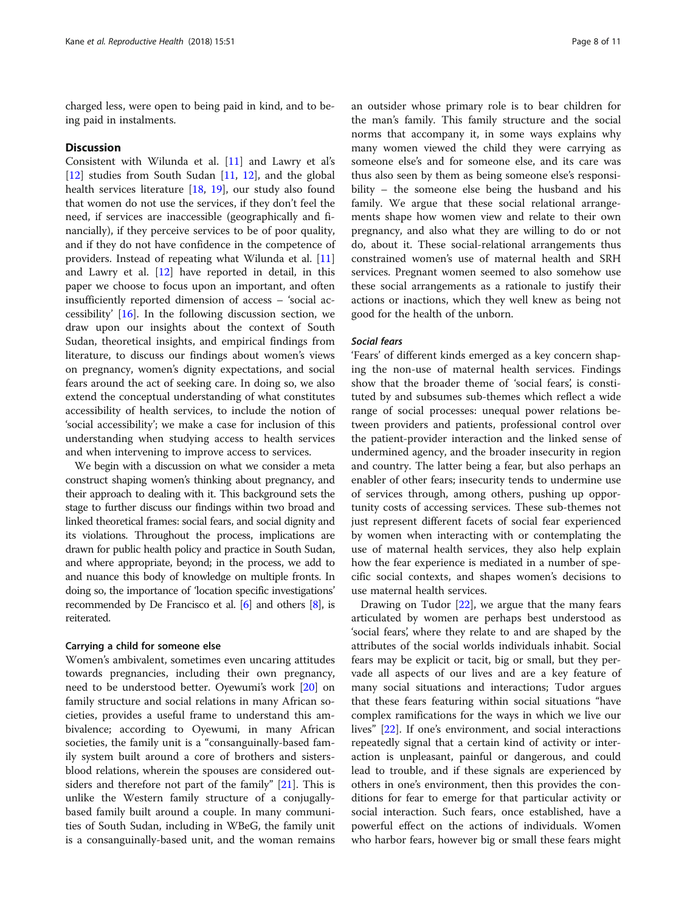charged less, were open to being paid in kind, and to being paid in instalments.

## Discussion

Consistent with Wilunda et al. [11] and Lawry et al's [12] studies from South Sudan [11, 12], and the global health services literature [18, 19], our study also found that women do not use the services, if they don't feel the need, if services are inaccessible (geographically and financially), if they perceive services to be of poor quality, and if they do not have confidence in the competence of providers. Instead of repeating what Wilunda et al. [11] and Lawry et al. [12] have reported in detail, in this paper we choose to focus upon an important, and often insufficiently reported dimension of access – 'social accessibility' [16]. In the following discussion section, we draw upon our insights about the context of South Sudan, theoretical insights, and empirical findings from literature, to discuss our findings about women's views on pregnancy, women's dignity expectations, and social fears around the act of seeking care. In doing so, we also extend the conceptual understanding of what constitutes accessibility of health services, to include the notion of 'social accessibility'; we make a case for inclusion of this understanding when studying access to health services and when intervening to improve access to services.

We begin with a discussion on what we consider a meta construct shaping women's thinking about pregnancy, and their approach to dealing with it. This background sets the stage to further discuss our findings within two broad and linked theoretical frames: social fears, and social dignity and its violations. Throughout the process, implications are drawn for public health policy and practice in South Sudan, and where appropriate, beyond; in the process, we add to and nuance this body of knowledge on multiple fronts. In doing so, the importance of 'location specific investigations' recommended by De Francisco et al. [6] and others [8], is reiterated.

### Carrying a child for someone else

Women's ambivalent, sometimes even uncaring attitudes towards pregnancies, including their own pregnancy, need to be understood better. Oyewumi's work [20] on family structure and social relations in many African societies, provides a useful frame to understand this ambivalence; according to Oyewumi, in many African societies, the family unit is a "consanguinally-based family system built around a core of brothers and sisters-blood relations, wherein the spouses are considered outsiders and therefore not part of the family" [21]. This is unlike the Western family structure of a conjugally-based family built around a couple. In many communities of South Sudan, including in WBeG, the family unit is a consanguinally-based unit, and the woman remains an outsider whose primary role is to bear children for the man's family. This family structure and the social norms that accompany it, in some ways explains why many women viewed the child they were carrying as someone else's and for someone else, and its care was thus also seen by them as being someone else's responsibility – the someone else being the husband and his family. We argue that these social relational arrangements shape how women view and relate to their own pregnancy, and also what they are willing to do or not do, about it. These social-relational arrangements thus constrained women's use of maternal health and SRH services. Pregnant women seemed to also somehow use these social arrangements as a rationale to justify their actions or inactions, which they well knew as being not good for the health of the unborn.

#### *Social fears*

'Fears' of different kinds emerged as a key concern shaping the non-use of maternal health services. Findings show that the broader theme of 'social fears', is constituted by and subsumes sub-themes which reflect a wide range of social processes: unequal power relations between providers and patients, professional control over the patient-provider interaction and the linked sense of undermined agency, and the broader insecurity in region and country. The latter being a fear, but also perhaps an enabler of other fears; insecurity tends to undermine use of services through, among others, pushing up opportunity costs of accessing services. These sub-themes not just represent different facets of social fear experienced by women when interacting with or contemplating the use of maternal health services, they also help explain how the fear experience is mediated in a number of specific social contexts, and shapes women's decisions to use maternal health services.

Drawing on Tudor [22], we argue that the many fears articulated by women are perhaps best understood as 'social fears', where they relate to and are shaped by the attributes of the social worlds individuals inhabit. Social fears may be explicit or tacit, big or small, but they pervade all aspects of our lives and are a key feature of many social situations and interactions; Tudor argues that these fears featuring within social situations "have complex ramifications for the ways in which we live our lives" [22]. If one's environment, and social interactions repeatedly signal that a certain kind of activity or interaction is unpleasant, painful or dangerous, and could lead to trouble, and if these signals are experienced by others in one's environment, then this provides the conditions for fear to emerge for that particular activity or social interaction. Such fears, once established, have a powerful effect on the actions of individuals. Women who harbor fears, however big or small these fears might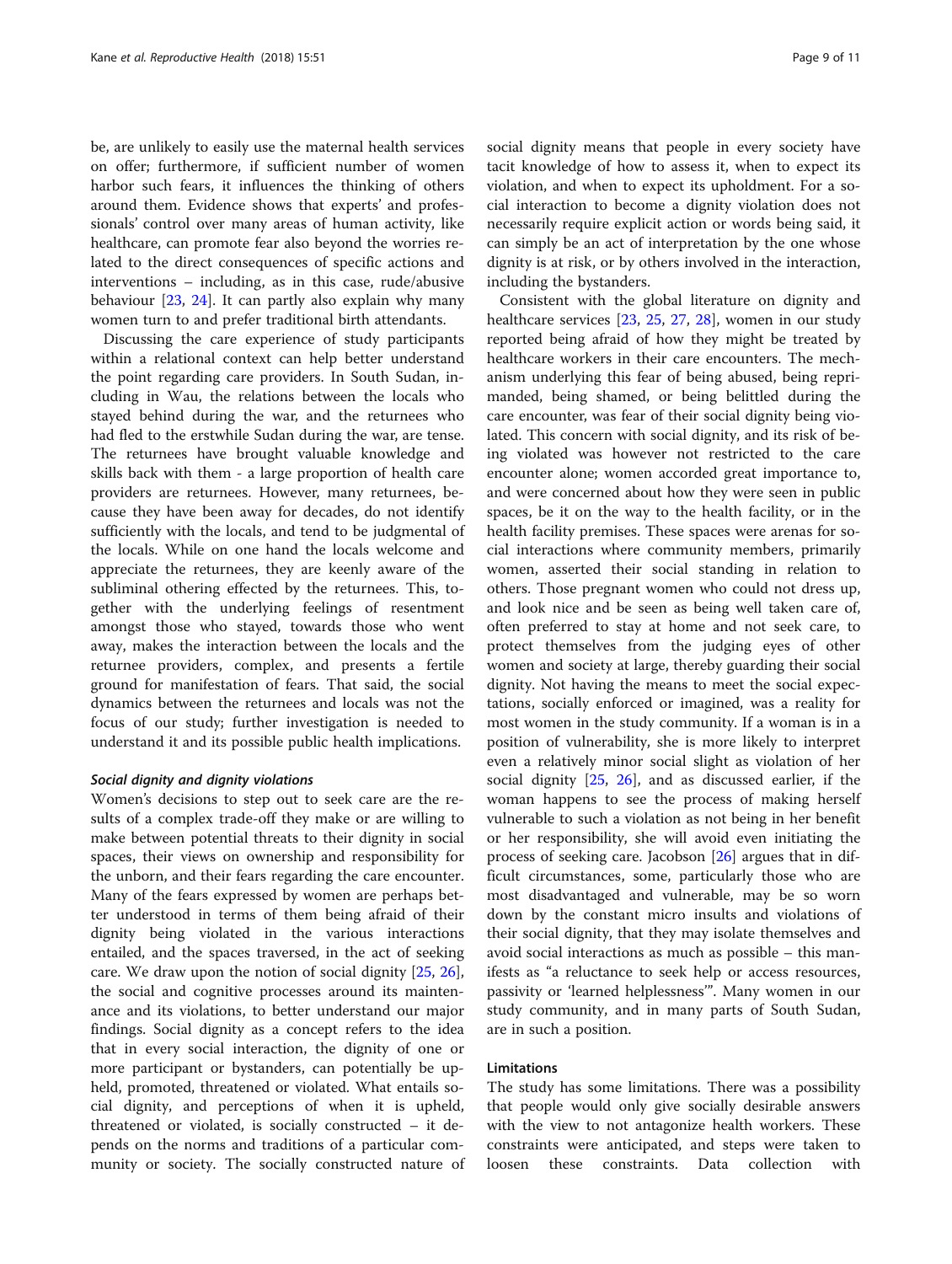be, are unlikely to easily use the maternal health services on offer; furthermore, if sufficient number of women harbor such fears, it influences the thinking of others around them. Evidence shows that experts' and professionals' control over many areas of human activity, like healthcare, can promote fear also beyond the worries related to the direct consequences of specific actions and interventions – including, as in this case, rude/abusive behaviour [23, 24]. It can partly also explain why many women turn to and prefer traditional birth attendants.

Discussing the care experience of study participants within a relational context can help better understand the point regarding care providers. In South Sudan, including in Wau, the relations between the locals who stayed behind during the war, and the returnees who had fled to the erstwhile Sudan during the war, are tense. The returnees have brought valuable knowledge and skills back with them - a large proportion of health care providers are returnees. However, many returnees, because they have been away for decades, do not identify sufficiently with the locals, and tend to be judgmental of the locals. While on one hand the locals welcome and appreciate the returnees, they are keenly aware of the subliminal othering effected by the returnees. This, together with the underlying feelings of resentment amongst those who stayed, towards those who went away, makes the interaction between the locals and the returnee providers, complex, and presents a fertile ground for manifestation of fears. That said, the social dynamics between the returnees and locals was not the focus of our study; further investigation is needed to understand it and its possible public health implications.

#### *Social dignity and dignity violations*

Women's decisions to step out to seek care are the results of a complex trade-off they make or are willing to make between potential threats to their dignity in social spaces, their views on ownership and responsibility for the unborn, and their fears regarding the care encounter. Many of the fears expressed by women are perhaps better understood in terms of them being afraid of their dignity being violated in the various interactions entailed, and the spaces traversed, in the act of seeking care. We draw upon the notion of social dignity [25, 26], the social and cognitive processes around its maintenance and its violations, to better understand our major findings. Social dignity as a concept refers to the idea that in every social interaction, the dignity of one or more participant or bystanders, can potentially be upheld, promoted, threatened or violated. What entails social dignity, and perceptions of when it is upheld, threatened or violated, is socially constructed – it depends on the norms and traditions of a particular community or society. The socially constructed nature of social dignity means that people in every society have tacit knowledge of how to assess it, when to expect its violation, and when to expect its upholdment. For a social interaction to become a dignity violation does not necessarily require explicit action or words being said, it can simply be an act of interpretation by the one whose dignity is at risk, or by others involved in the interaction, including the bystanders.

Consistent with the global literature on dignity and healthcare services [23, 25, 27, 28], women in our study reported being afraid of how they might be treated by healthcare workers in their care encounters. The mechanism underlying this fear of being abused, being reprimanded, being shamed, or being belittled during the care encounter, was fear of their social dignity being violated. This concern with social dignity, and its risk of being violated was however not restricted to the care encounter alone; women accorded great importance to, and were concerned about how they were seen in public spaces, be it on the way to the health facility, or in the health facility premises. These spaces were arenas for social interactions where community members, primarily women, asserted their social standing in relation to others. Those pregnant women who could not dress up, and look nice and be seen as being well taken care of, often preferred to stay at home and not seek care, to protect themselves from the judging eyes of other women and society at large, thereby guarding their social dignity. Not having the means to meet the social expectations, socially enforced or imagined, was a reality for most women in the study community. If a woman is in a position of vulnerability, she is more likely to interpret even a relatively minor social slight as violation of her social dignity [25, 26], and as discussed earlier, if the woman happens to see the process of making herself vulnerable to such a violation as not being in her benefit or her responsibility, she will avoid even initiating the process of seeking care. Jacobson [26] argues that in difficult circumstances, some, particularly those who are most disadvantaged and vulnerable, may be so worn down by the constant micro insults and violations of their social dignity, that they may isolate themselves and avoid social interactions as much as possible – this manifests as "a reluctance to seek help or access resources, passivity or 'learned helplessness'". Many women in our study community, and in many parts of South Sudan, are in such a position.

### Limitations

The study has some limitations. There was a possibility that people would only give socially desirable answers with the view to not antagonize health workers. These constraints were anticipated, and steps were taken to loosen these constraints. Data collection with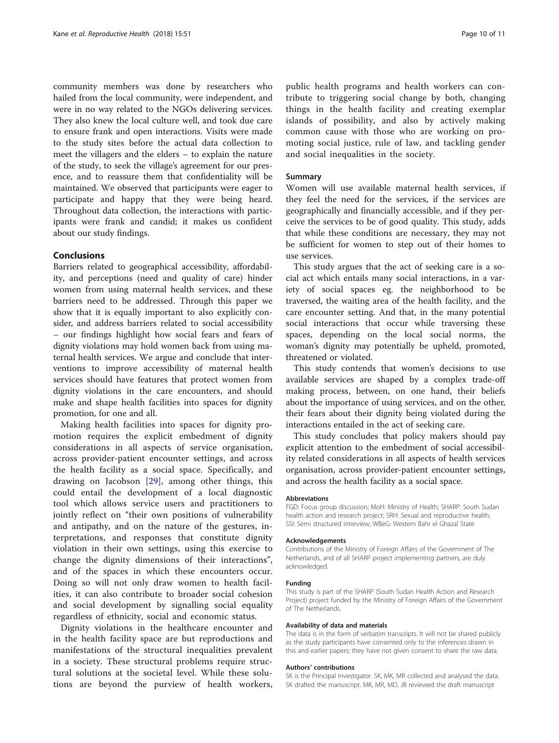community members was done by researchers who hailed from the local community, were independent, and were in no way related to the NGOs delivering services. They also knew the local culture well, and took due care to ensure frank and open interactions. Visits were made to the study sites before the actual data collection to meet the villagers and the elders – to explain the nature of the study, to seek the village's agreement for our presence, and to reassure them that confidentiality will be maintained. We observed that participants were eager to participate and happy that they were being heard. Throughout data collection, the interactions with participants were frank and candid; it makes us confident about our study findings.

## Conclusions

Barriers related to geographical accessibility, affordability, and perceptions (need and quality of care) hinder women from using maternal health services, and these barriers need to be addressed. Through this paper we show that it is equally important to also explicitly consider, and address barriers related to social accessibility – our findings highlight how social fears and fears of dignity violations may hold women back from using maternal health services. We argue and conclude that interventions to improve accessibility of maternal health services should have features that protect women from dignity violations in the care encounters, and should make and shape health facilities into spaces for dignity promotion, for one and all.

Making health facilities into spaces for dignity promotion requires the explicit embedment of dignity considerations in all aspects of service organisation, across provider-patient encounter settings, and across the health facility as a social space. Specifically, and drawing on Jacobson [29], among other things, this could entail the development of a local diagnostic tool which allows service users and practitioners to jointly reflect on "their own positions of vulnerability and antipathy, and on the nature of the gestures, interpretations, and responses that constitute dignity violation in their own settings, using this exercise to change the dignity dimensions of their interactions", and of the spaces in which these encounters occur. Doing so will not only draw women to health facilities, it can also contribute to broader social cohesion and social development by signalling social equality regardless of ethnicity, social and economic status.

Dignity violations in the healthcare encounter and in the health facility space are but reproductions and manifestations of the structural inequalities prevalent in a society. These structural problems require structural solutions at the societal level. While these solutions are beyond the purview of health workers, public health programs and health workers can contribute to triggering social change by both, changing things in the health facility and creating exemplar islands of possibility, and also by actively making common cause with those who are working on promoting social justice, rule of law, and tackling gender and social inequalities in the society.

### Summary

Women will use available maternal health services, if they feel the need for the services, if the services are geographically and financially accessible, and if they perceive the services to be of good quality. This study, adds that while these conditions are necessary, they may not be sufficient for women to step out of their homes to use services.

This study argues that the act of seeking care is a social act which entails many social interactions, in a variety of social spaces eg. the neighborhood to be traversed, the waiting area of the health facility, and the care encounter setting. And that, in the many potential social interactions that occur while traversing these spaces, depending on the local social norms, the woman's dignity may potentially be upheld, promoted, threatened or violated.

This study contends that women's decisions to use available services are shaped by a complex trade-off making process, between, on one hand, their beliefs about the importance of using services, and on the other, their fears about their dignity being violated during the interactions entailed in the act of seeking care.

This study concludes that policy makers should pay explicit attention to the embedment of social accessibility related considerations in all aspects of health services organisation, across provider-patient encounter settings, and across the health facility as a social space.

#### Abbreviations

FGD: Focus group discussion; MoH: Ministry of Health; SHARP: South Sudan health action and research project; SRH: Sexual and reproductive health; SSI: Semi structured interview; WBeG: Western Bahr el Ghazal State

#### Acknowledgements

Contributions of the Ministry of Foreign Affairs of the Government of The Netherlands, and of all SHARP project implementing partners, are duly acknowledged.

#### Funding

This study is part of the SHARP (South Sudan Health Action and Research Project) project funded by the Ministry of Foreign Affairs of the Government of The Netherlands.

#### Availability of data and materials

The data is in the form of verbatim transcripts. It will not be shared publicly as the study participants have consented only to the inferences drawn in this and earlier papers; they have not given consent to share the raw data.

#### Authors' contributions

SK is the Principal Investigator. SK, MK, MR collected and analysed the data. SK drafted the manuscript. MK, MR, MD, JB reviewed the draft manuscript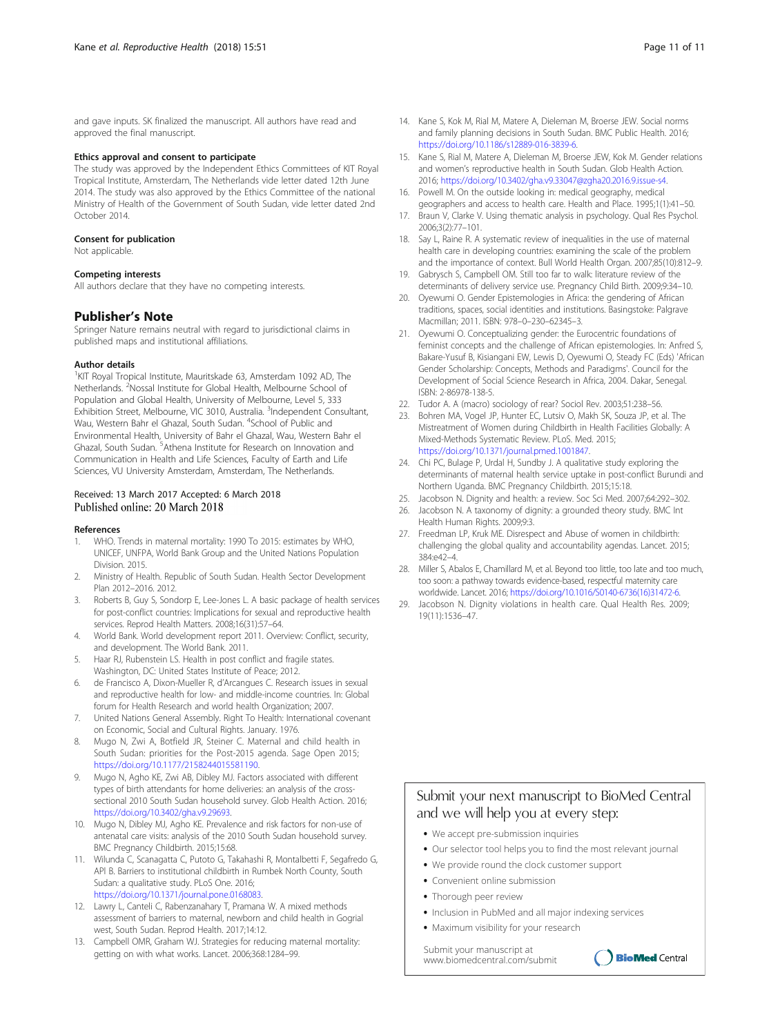and gave inputs. SK finalized the manuscript. All authors have read and approved the final manuscript.

#### Ethics approval and consent to participate

The study was approved by the Independent Ethics Committees of KIT Royal Tropical Institute, Amsterdam, The Netherlands vide letter dated 12th June 2014. The study was also approved by the Ethics Committee of the national Ministry of Health of the Government of South Sudan, vide letter dated 2nd October 2014.

#### Consent for publication

Not applicable.

#### Competing interests

All authors declare that they have no competing interests.

## Publisher's Note

Springer Nature remains neutral with regard to jurisdictional claims in published maps and institutional affiliations.

#### Author details

[1]KIT Royal Tropical Institute, Mauritskade 63, Amsterdam 1092 AD, The Netherlands. [2]Nossal Institute for Global Health, Melbourne School of Population and Global Health, University of Melbourne, Level 5, 333 Exhibition Street, Melbourne, VIC 3010, Australia. [3]Independent Consultant, Wau, Western Bahr el Ghazal, South Sudan. [4]School of Public and Environmental Health, University of Bahr el Ghazal, Wau, Western Bahr el Ghazal, South Sudan. [5]Athena Institute for Research on Innovation and Communication in Health and Life Sciences, Faculty of Earth and Life Sciences, VU University Amsterdam, Amsterdam, The Netherlands.

Received: 13 March 2017 Accepted: 6 March 2018
Published online: 20 March 2018

#### References

1. WHO. Trends in maternal mortality: 1990 To 2015: estimates by WHO, UNICEF, UNFPA, World Bank Group and the United Nations Population Division. 2015.
2. Ministry of Health. Republic of South Sudan. Health Sector Development Plan 2012–2016. 2012.
3. Roberts B, Guy S, Sondorp E, Lee-Jones L. A basic package of health services for post-conflict countries: Implications for sexual and reproductive health services. Reprod Health Matters. 2008;16(31):57–64.
4. World Bank. World development report 2011. Overview: Conflict, security, and development. The World Bank. 2011.
5. Haar RJ, Rubenstein LS. Health in post conflict and fragile states. Washington, DC: United States Institute of Peace; 2012.
6. de Francisco A, Dixon-Mueller R, d'Arcangues C. Research issues in sexual and reproductive health for low- and middle-income countries. In: Global forum for Health Research and world health Organization; 2007.
7. United Nations General Assembly. Right To Health: International covenant on Economic, Social and Cultural Rights. January. 1976.
8. Mugo N, Zwi A, Botfield JR, Steiner C. Maternal and child health in South Sudan: priorities for the Post-2015 agenda. Sage Open 2015; https://doi.org/10.1177/2158244015581190.
9. Mugo N, Agho KE, Zwi AB, Dibley MJ. Factors associated with different types of birth attendants for home deliveries: an analysis of the cross-sectional 2010 South Sudan household survey. Glob Health Action. 2016; https://doi.org/10.3402/gha.v9.29693.
10. Mugo N, Dibley MJ, Agho KE. Prevalence and risk factors for non-use of antenatal care visits: analysis of the 2010 South Sudan household survey. BMC Pregnancy Childbirth. 2015;15:68.
11. Wilunda C, Scanagatta C, Putoto G, Takahashi R, Montalbetti F, Segafredo G, API B. Barriers to institutional childbirth in Rumbek North County, South Sudan: a qualitative study. PLoS One. 2016; https://doi.org/10.1371/journal.pone.0168083.
12. Lawry L, Canteli C, Rabenzanahary T, Pramana W. A mixed methods assessment of barriers to maternal, newborn and child health in Gogrial west, South Sudan. Reprod Health. 2017;14:12.
13. Campbell OMR, Graham WJ. Strategies for reducing maternal mortality: getting on with what works. Lancet. 2006;368:1284–99.
14. Kane S, Kok M, Rial M, Matere A, Dieleman M, Broerse JEW. Social norms and family planning decisions in South Sudan. BMC Public Health. 2016; https://doi.org/10.1186/s12889-016-3839-6.
15. Kane S, Rial M, Matere A, Dieleman M, Broerse JEW, Kok M. Gender relations and women's reproductive health in South Sudan. Glob Health Action. 2016; https://doi.org/10.3402/gha.v9.33047@zgha20.2016.9.issue-s4.
16. Powell M. On the outside looking in: medical geography, medical geographers and access to health care. Health and Place. 1995;1(1):41–50.
17. Braun V, Clarke V. Using thematic analysis in psychology. Qual Res Psychol. 2006;3(2):77–101.
18. Say L, Raine R. A systematic review of inequalities in the use of maternal health care in developing countries: examining the scale of the problem and the importance of context. Bull World Health Organ. 2007;85(10):812–9.
19. Gabrysch S, Campbell OM. Still too far to walk: literature review of the determinants of delivery service use. Pregnancy Child Birth. 2009;9:34–10.
20. Oyewumi O. Gender Epistemologies in Africa: the gendering of African traditions, spaces, social identities and institutions. Basingstoke: Palgrave Macmillan; 2011. ISBN: 978–0–230–62345–3.
21. Oyewumi O. Conceptualizing gender: the Eurocentric foundations of feminist concepts and the challenge of African epistemologies. In: Anfred S, Bakare-Yusuf B, Kisiangani EW, Lewis D, Oyewumi O, Steady FC (Eds) 'African Gender Scholarship: Concepts, Methods and Paradigms'. Council for the Development of Social Science Research in Africa, 2004. Dakar, Senegal. ISBN: 2-86978-138-5.
22. Tudor A. A (macro) sociology of rear? Sociol Rev. 2003;51:238–56.
23. Bohren MA, Vogel JP, Hunter EC, Lutsiv O, Makh SK, Souza JP, et al. The Mistreatment of Women during Childbirth in Health Facilities Globally: A Mixed-Methods Systematic Review. PLoS. Med. 2015; https://doi.org/10.1371/journal.pmed.1001847.
24. Chi PC, Bulage P, Urdal H, Sundby J. A qualitative study exploring the determinants of maternal health service uptake in post-conflict Burundi and Northern Uganda. BMC Pregnancy Childbirth. 2015;15:18.
25. Jacobson N. Dignity and health: a review. Soc Sci Med. 2007;64:292–302.
26. Jacobson N. A taxonomy of dignity: a grounded theory study. BMC Int Health Human Rights. 2009;9:3.
27. Freedman LP, Kruk ME. Disrespect and Abuse of women in childbirth: challenging the global quality and accountability agendas. Lancet. 2015; 384:e42–4.
28. Miller S, Abalos E, Chamillard M, et al. Beyond too little, too late and too much, too soon: a pathway towards evidence-based, respectful maternity care worldwide. Lancet. 2016; https://doi.org/10.1016/S0140-6736(16)31472-6.
29. Jacobson N. Dignity violations in health care. Qual Health Res. 2009; 19(11):1536–47.